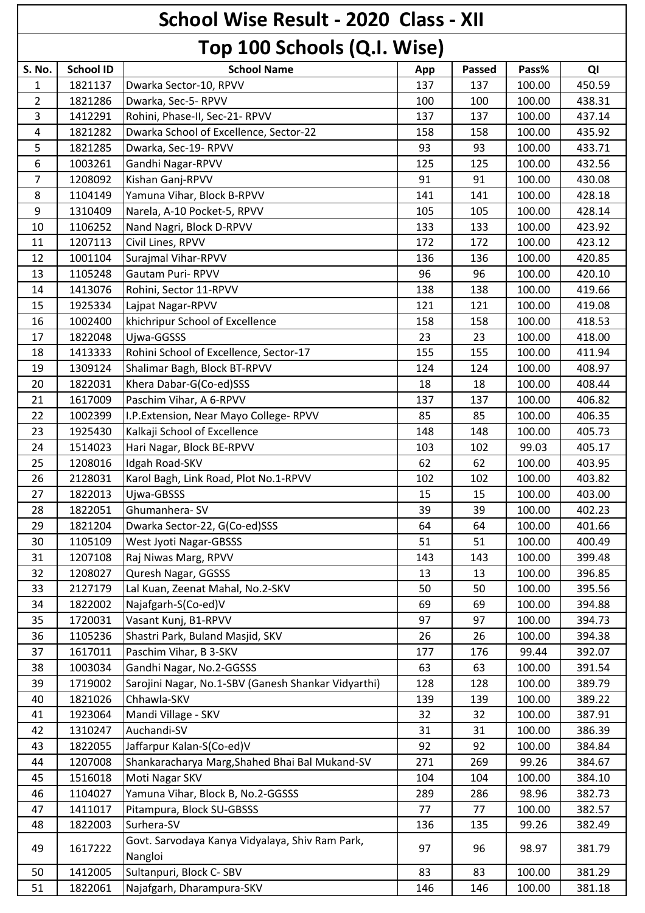# School Wise Result - 2020 Class - XII

## Top 100 Schools (Q.I. Wise)

| S. No. | School ID | School Name | App | Passed | Pass% | QI |
|---|---|---|---|---|---|---|
| 1 | 1821137 | Dwarka Sector-10, RPVV | 137 | 137 | 100.00 | 450.59 |
| 2 | 1821286 | Dwarka, Sec-5- RPVV | 100 | 100 | 100.00 | 438.31 |
| 3 | 1412291 | Rohini, Phase-II, Sec-21- RPVV | 137 | 137 | 100.00 | 437.14 |
| 4 | 1821282 | Dwarka School of Excellence, Sector-22 | 158 | 158 | 100.00 | 435.92 |
| 5 | 1821285 | Dwarka, Sec-19- RPVV | 93 | 93 | 100.00 | 433.71 |
| 6 | 1003261 | Gandhi Nagar-RPVV | 125 | 125 | 100.00 | 432.56 |
| 7 | 1208092 | Kishan Ganj-RPVV | 91 | 91 | 100.00 | 430.08 |
| 8 | 1104149 | Yamuna Vihar, Block B-RPVV | 141 | 141 | 100.00 | 428.18 |
| 9 | 1310409 | Narela, A-10 Pocket-5, RPVV | 105 | 105 | 100.00 | 428.14 |
| 10 | 1106252 | Nand Nagri, Block D-RPVV | 133 | 133 | 100.00 | 423.92 |
| 11 | 1207113 | Civil Lines, RPVV | 172 | 172 | 100.00 | 423.12 |
| 12 | 1001104 | Surajmal Vihar-RPVV | 136 | 136 | 100.00 | 420.85 |
| 13 | 1105248 | Gautam Puri- RPVV | 96 | 96 | 100.00 | 420.10 |
| 14 | 1413076 | Rohini, Sector 11-RPVV | 138 | 138 | 100.00 | 419.66 |
| 15 | 1925334 | Lajpat Nagar-RPVV | 121 | 121 | 100.00 | 419.08 |
| 16 | 1002400 | khichripur School of Excellence | 158 | 158 | 100.00 | 418.53 |
| 17 | 1822048 | Ujwa-GGSSS | 23 | 23 | 100.00 | 418.00 |
| 18 | 1413333 | Rohini School of Excellence, Sector-17 | 155 | 155 | 100.00 | 411.94 |
| 19 | 1309124 | Shalimar Bagh, Block BT-RPVV | 124 | 124 | 100.00 | 408.97 |
| 20 | 1822031 | Khera Dabar-G(Co-ed)SSS | 18 | 18 | 100.00 | 408.44 |
| 21 | 1617009 | Paschim Vihar, A 6-RPVV | 137 | 137 | 100.00 | 406.82 |
| 22 | 1002399 | I.P.Extension, Near Mayo College- RPVV | 85 | 85 | 100.00 | 406.35 |
| 23 | 1925430 | Kalkaji School of Excellence | 148 | 148 | 100.00 | 405.73 |
| 24 | 1514023 | Hari Nagar, Block BE-RPVV | 103 | 102 | 99.03 | 405.17 |
| 25 | 1208016 | Idgah Road-SKV | 62 | 62 | 100.00 | 403.95 |
| 26 | 2128031 | Karol Bagh, Link Road, Plot No.1-RPVV | 102 | 102 | 100.00 | 403.82 |
| 27 | 1822013 | Ujwa-GBSSS | 15 | 15 | 100.00 | 403.00 |
| 28 | 1822051 | Ghumanhera- SV | 39 | 39 | 100.00 | 402.23 |
| 29 | 1821204 | Dwarka Sector-22, G(Co-ed)SSS | 64 | 64 | 100.00 | 401.66 |
| 30 | 1105109 | West Jyoti Nagar-GBSSS | 51 | 51 | 100.00 | 400.49 |
| 31 | 1207108 | Raj Niwas Marg, RPVV | 143 | 143 | 100.00 | 399.48 |
| 32 | 1208027 | Quresh Nagar, GGSSS | 13 | 13 | 100.00 | 396.85 |
| 33 | 2127179 | Lal Kuan, Zeenat Mahal, No.2-SKV | 50 | 50 | 100.00 | 395.56 |
| 34 | 1822002 | Najafgarh-S(Co-ed)V | 69 | 69 | 100.00 | 394.88 |
| 35 | 1720031 | Vasant Kunj, B1-RPVV | 97 | 97 | 100.00 | 394.73 |
| 36 | 1105236 | Shastri Park, Buland Masjid, SKV | 26 | 26 | 100.00 | 394.38 |
| 37 | 1617011 | Paschim Vihar, B 3-SKV | 177 | 176 | 99.44 | 392.07 |
| 38 | 1003034 | Gandhi Nagar, No.2-GGSSS | 63 | 63 | 100.00 | 391.54 |
| 39 | 1719002 | Sarojini Nagar, No.1-SBV (Ganesh Shankar Vidyarthi) | 128 | 128 | 100.00 | 389.79 |
| 40 | 1821026 | Chhawla-SKV | 139 | 139 | 100.00 | 389.22 |
| 41 | 1923064 | Mandi Village - SKV | 32 | 32 | 100.00 | 387.91 |
| 42 | 1310247 | Auchandi-SV | 31 | 31 | 100.00 | 386.39 |
| 43 | 1822055 | Jaffarpur Kalan-S(Co-ed)V | 92 | 92 | 100.00 | 384.84 |
| 44 | 1207008 | Shankaracharya Marg,Shahed Bhai Bal Mukand-SV | 271 | 269 | 99.26 | 384.67 |
| 45 | 1516018 | Moti Nagar SKV | 104 | 104 | 100.00 | 384.10 |
| 46 | 1104027 | Yamuna Vihar, Block B, No.2-GGSSS | 289 | 286 | 98.96 | 382.73 |
| 47 | 1411017 | Pitampura, Block SU-GBSSS | 77 | 77 | 100.00 | 382.57 |
| 48 | 1822003 | Surhera-SV | 136 | 135 | 99.26 | 382.49 |
| 49 | 1617222 | Govt. Sarvodaya Kanya Vidyalaya, Shiv Ram Park, Nangloi | 97 | 96 | 98.97 | 381.79 |
| 50 | 1412005 | Sultanpuri, Block C- SBV | 83 | 83 | 100.00 | 381.29 |
| 51 | 1822061 | Najafgarh, Dharampura-SKV | 146 | 146 | 100.00 | 381.18 |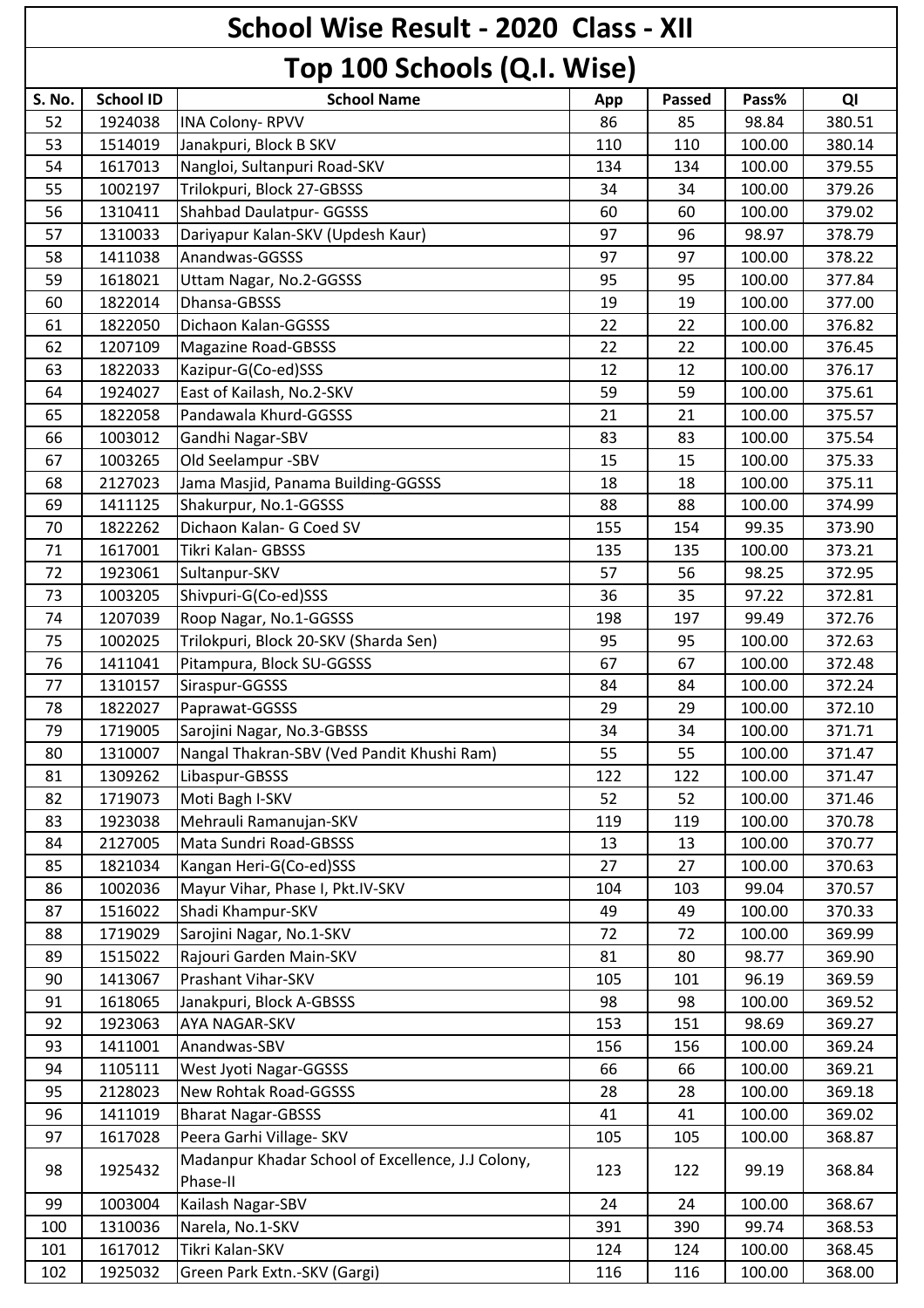# School Wise Result - 2020 Class - XII

## Top 100 Schools (Q.I. Wise)

| S. No. | School ID | School Name | App | Passed | Pass% | QI |
|---|---|---|---|---|---|---|
| 52 | 1924038 | INA Colony- RPVV | 86 | 85 | 98.84 | 380.51 |
| 53 | 1514019 | Janakpuri, Block B SKV | 110 | 110 | 100.00 | 380.14 |
| 54 | 1617013 | Nangloi, Sultanpuri Road-SKV | 134 | 134 | 100.00 | 379.55 |
| 55 | 1002197 | Trilokpuri, Block 27-GBSSS | 34 | 34 | 100.00 | 379.26 |
| 56 | 1310411 | Shahbad Daulatpur- GGSSS | 60 | 60 | 100.00 | 379.02 |
| 57 | 1310033 | Dariyapur Kalan-SKV (Updesh Kaur) | 97 | 96 | 98.97 | 378.79 |
| 58 | 1411038 | Anandwas-GGSSS | 97 | 97 | 100.00 | 378.22 |
| 59 | 1618021 | Uttam Nagar, No.2-GGSSS | 95 | 95 | 100.00 | 377.84 |
| 60 | 1822014 | Dhansa-GBSSS | 19 | 19 | 100.00 | 377.00 |
| 61 | 1822050 | Dichaon Kalan-GGSSS | 22 | 22 | 100.00 | 376.82 |
| 62 | 1207109 | Magazine Road-GBSSS | 22 | 22 | 100.00 | 376.45 |
| 63 | 1822033 | Kazipur-G(Co-ed)SSS | 12 | 12 | 100.00 | 376.17 |
| 64 | 1924027 | East of Kailash, No.2-SKV | 59 | 59 | 100.00 | 375.61 |
| 65 | 1822058 | Pandawala Khurd-GGSSS | 21 | 21 | 100.00 | 375.57 |
| 66 | 1003012 | Gandhi Nagar-SBV | 83 | 83 | 100.00 | 375.54 |
| 67 | 1003265 | Old Seelampur -SBV | 15 | 15 | 100.00 | 375.33 |
| 68 | 2127023 | Jama Masjid, Panama Building-GGSSS | 18 | 18 | 100.00 | 375.11 |
| 69 | 1411125 | Shakurpur, No.1-GGSSS | 88 | 88 | 100.00 | 374.99 |
| 70 | 1822262 | Dichaon Kalan- G Coed SV | 155 | 154 | 99.35 | 373.90 |
| 71 | 1617001 | Tikri Kalan- GBSSS | 135 | 135 | 100.00 | 373.21 |
| 72 | 1923061 | Sultanpur-SKV | 57 | 56 | 98.25 | 372.95 |
| 73 | 1003205 | Shivpuri-G(Co-ed)SSS | 36 | 35 | 97.22 | 372.81 |
| 74 | 1207039 | Roop Nagar, No.1-GGSSS | 198 | 197 | 99.49 | 372.76 |
| 75 | 1002025 | Trilokpuri, Block 20-SKV (Sharda Sen) | 95 | 95 | 100.00 | 372.63 |
| 76 | 1411041 | Pitampura, Block SU-GGSSS | 67 | 67 | 100.00 | 372.48 |
| 77 | 1310157 | Siraspur-GGSSS | 84 | 84 | 100.00 | 372.24 |
| 78 | 1822027 | Paprawat-GGSSS | 29 | 29 | 100.00 | 372.10 |
| 79 | 1719005 | Sarojini Nagar, No.3-GBSSS | 34 | 34 | 100.00 | 371.71 |
| 80 | 1310007 | Nangal Thakran-SBV (Ved Pandit Khushi Ram) | 55 | 55 | 100.00 | 371.47 |
| 81 | 1309262 | Libaspur-GBSSS | 122 | 122 | 100.00 | 371.47 |
| 82 | 1719073 | Moti Bagh I-SKV | 52 | 52 | 100.00 | 371.46 |
| 83 | 1923038 | Mehrauli Ramanujan-SKV | 119 | 119 | 100.00 | 370.78 |
| 84 | 2127005 | Mata Sundri Road-GBSSS | 13 | 13 | 100.00 | 370.77 |
| 85 | 1821034 | Kangan Heri-G(Co-ed)SSS | 27 | 27 | 100.00 | 370.63 |
| 86 | 1002036 | Mayur Vihar, Phase I, Pkt.IV-SKV | 104 | 103 | 99.04 | 370.57 |
| 87 | 1516022 | Shadi Khampur-SKV | 49 | 49 | 100.00 | 370.33 |
| 88 | 1719029 | Sarojini Nagar, No.1-SKV | 72 | 72 | 100.00 | 369.99 |
| 89 | 1515022 | Rajouri Garden Main-SKV | 81 | 80 | 98.77 | 369.90 |
| 90 | 1413067 | Prashant Vihar-SKV | 105 | 101 | 96.19 | 369.59 |
| 91 | 1618065 | Janakpuri, Block A-GBSSS | 98 | 98 | 100.00 | 369.52 |
| 92 | 1923063 | AYA NAGAR-SKV | 153 | 151 | 98.69 | 369.27 |
| 93 | 1411001 | Anandwas-SBV | 156 | 156 | 100.00 | 369.24 |
| 94 | 1105111 | West Jyoti Nagar-GGSSS | 66 | 66 | 100.00 | 369.21 |
| 95 | 2128023 | New Rohtak Road-GGSSS | 28 | 28 | 100.00 | 369.18 |
| 96 | 1411019 | Bharat Nagar-GBSSS | 41 | 41 | 100.00 | 369.02 |
| 97 | 1617028 | Peera Garhi Village- SKV | 105 | 105 | 100.00 | 368.87 |
| 98 | 1925432 | Madanpur Khadar School of Excellence, J.J Colony, Phase-II | 123 | 122 | 99.19 | 368.84 |
| 99 | 1003004 | Kailash Nagar-SBV | 24 | 24 | 100.00 | 368.67 |
| 100 | 1310036 | Narela, No.1-SKV | 391 | 390 | 99.74 | 368.53 |
| 101 | 1617012 | Tikri Kalan-SKV | 124 | 124 | 100.00 | 368.45 |
| 102 | 1925032 | Green Park Extn.-SKV (Gargi) | 116 | 116 | 100.00 | 368.00 |